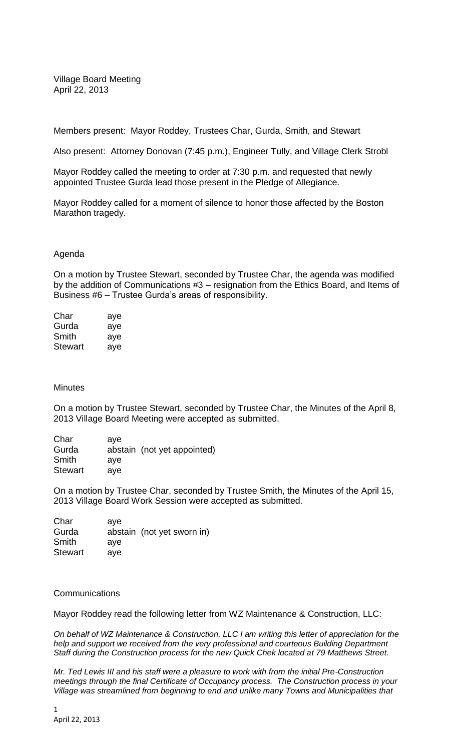Village Board Meeting
April 22, 2013

Members present: Mayor Roddey, Trustees Char, Gurda, Smith, and Stewart

Also present: Attorney Donovan (7:45 p.m.), Engineer Tully, and Village Clerk Strobl

Mayor Roddey called the meeting to order at 7:30 p.m. and requested that newly appointed Trustee Gurda lead those present in the Pledge of Allegiance.

Mayor Roddey called for a moment of silence to honor those affected by the Boston Marathon tragedy.

## Agenda

On a motion by Trustee Stewart, seconded by Trustee Char, the agenda was modified by the addition of Communications #3 – resignation from the Ethics Board, and Items of Business #6 – Trustee Gurda's areas of responsibility.

| | |
|---|---|
| Char | aye |
| Gurda | aye |
| Smith | aye |
| Stewart | aye |

## Minutes

On a motion by Trustee Stewart, seconded by Trustee Char, the Minutes of the April 8, 2013 Village Board Meeting were accepted as submitted.

| | |
|---|---|
| Char | aye |
| Gurda | abstain (not yet appointed) |
| Smith | aye |
| Stewart | aye |

On a motion by Trustee Char, seconded by Trustee Smith, the Minutes of the April 15, 2013 Village Board Work Session were accepted as submitted.

| | |
|---|---|
| Char | aye |
| Gurda | abstain (not yet sworn in) |
| Smith | aye |
| Stewart | aye |

## Communications

Mayor Roddey read the following letter from WZ Maintenance & Construction, LLC:

*On behalf of WZ Maintenance & Construction, LLC I am writing this letter of appreciation for the help and support we received from the very professional and courteous Building Department Staff during the Construction process for the new Quick Chek located at 79 Matthews Street.*

*Mr. Ted Lewis III and his staff were a pleasure to work with from the initial Pre-Construction meetings through the final Certificate of Occupancy process. The Construction process in your Village was streamlined from beginning to end and unlike many Towns and Municipalities that*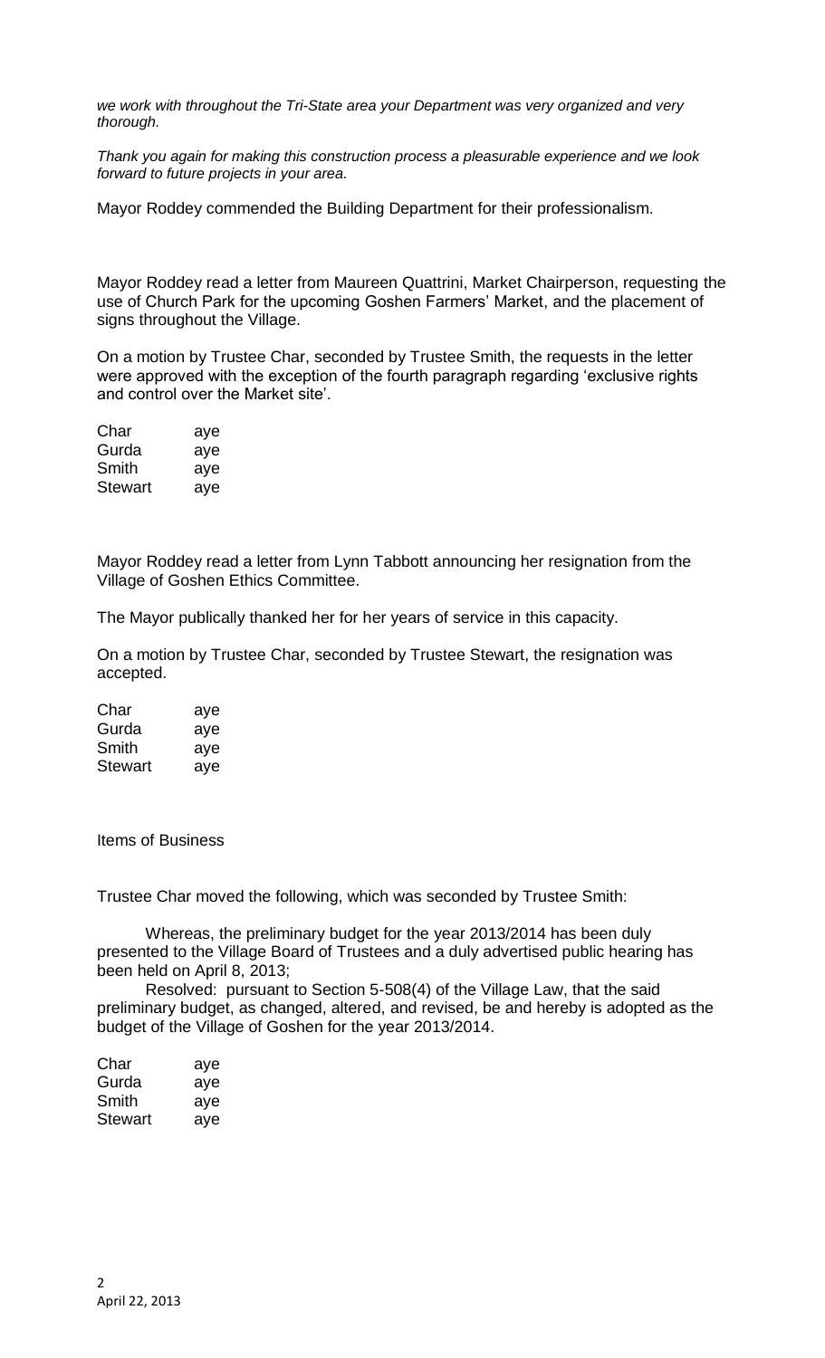*we work with throughout the Tri-State area your Department was very organized and very thorough.*

*Thank you again for making this construction process a pleasurable experience and we look forward to future projects in your area.*

Mayor Roddey commended the Building Department for their professionalism.

Mayor Roddey read a letter from Maureen Quattrini, Market Chairperson, requesting the use of Church Park for the upcoming Goshen Farmers' Market, and the placement of signs throughout the Village.

On a motion by Trustee Char, seconded by Trustee Smith, the requests in the letter were approved with the exception of the fourth paragraph regarding 'exclusive rights and control over the Market site'.

| | |
|---|---|
| Char | aye |
| Gurda | aye |
| Smith | aye |
| Stewart | aye |

Mayor Roddey read a letter from Lynn Tabbott announcing her resignation from the Village of Goshen Ethics Committee.

The Mayor publically thanked her for her years of service in this capacity.

On a motion by Trustee Char, seconded by Trustee Stewart, the resignation was accepted.

| | |
|---|---|
| Char | aye |
| Gurda | aye |
| Smith | aye |
| Stewart | aye |

Items of Business

Trustee Char moved the following, which was seconded by Trustee Smith:

Whereas, the preliminary budget for the year 2013/2014 has been duly presented to the Village Board of Trustees and a duly advertised public hearing has been held on April 8, 2013;

Resolved: pursuant to Section 5-508(4) of the Village Law, that the said preliminary budget, as changed, altered, and revised, be and hereby is adopted as the budget of the Village of Goshen for the year 2013/2014.

| | |
|---|---|
| Char | aye |
| Gurda | aye |
| Smith | aye |
| Stewart | aye |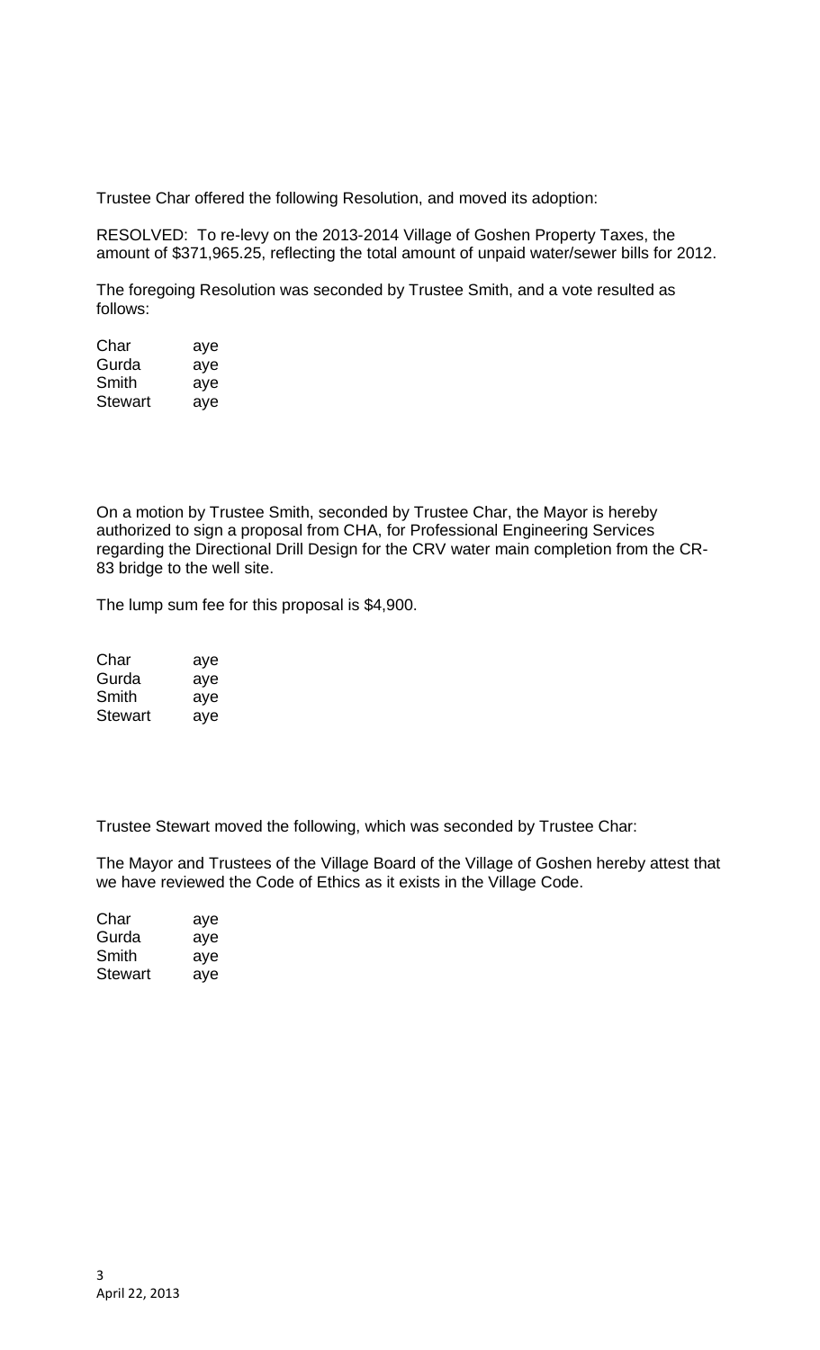Trustee Char offered the following Resolution, and moved its adoption:

RESOLVED: To re-levy on the 2013-2014 Village of Goshen Property Taxes, the amount of $371,965.25, reflecting the total amount of unpaid water/sewer bills for 2012.

The foregoing Resolution was seconded by Trustee Smith, and a vote resulted as follows:

| | |
|---|---|
| Char | aye |
| Gurda | aye |
| Smith | aye |
| Stewart | aye |

On a motion by Trustee Smith, seconded by Trustee Char, the Mayor is hereby authorized to sign a proposal from CHA, for Professional Engineering Services regarding the Directional Drill Design for the CRV water main completion from the CR-83 bridge to the well site.

The lump sum fee for this proposal is $4,900.

| | |
|---|---|
| Char | aye |
| Gurda | aye |
| Smith | aye |
| Stewart | aye |

Trustee Stewart moved the following, which was seconded by Trustee Char:

The Mayor and Trustees of the Village Board of the Village of Goshen hereby attest that we have reviewed the Code of Ethics as it exists in the Village Code.

| | |
|---|---|
| Char | aye |
| Gurda | aye |
| Smith | aye |
| Stewart | aye |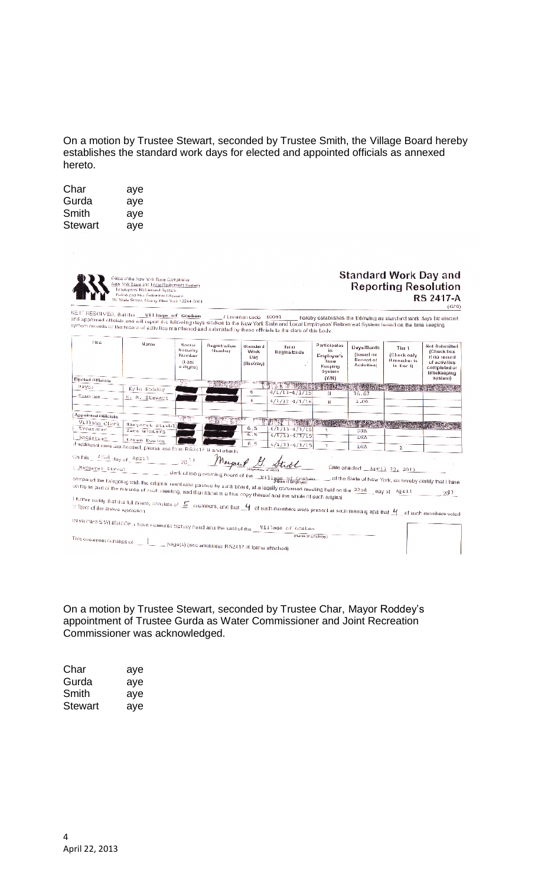On a motion by Trustee Stewart, seconded by Trustee Smith, the Village Board hereby establishes the standard work days for elected and appointed officials as annexed hereto.

| | |
|---|---|
| Char | aye |
| Gurda | aye |
| Smith | aye |
| Stewart | aye |

Office of the New York State Comptroller
New York State and Local Retirement System
Employees' Retirement System
Police and Fire Retirement System
110 State Street, Albany, New York 12244-0001

## Standard Work Day and Reporting Resolution

**RS 2417-A**

(10/10)

BE IT RESOLVED, that the Village of Goshen / Location code 40091 hereby establishes the following as standard work days for elected and appointed officials and will report the following days worked to the New York State and Local Employees' Retirement System based on the time keeping system records or the record of activities maintained and submitted by these officials to the clerk of this body.

| Title | Name | Social Security Number (Last 4 digits) | Registration Number | Standard Work Day (Hrs/day) | Term Begins/Ends | Participates in Employer's Time Keeping System (Y/N) | Days/Month (based on Record of Activities) | Tier 1 (Check only if member is in Tier 1) | Not Submitted (Check box if no record of activities completed or timekeeping system) |
|---|---|---|---|---|---|---|---|---|---|
| **Elected Officials** | | | | | | | | | |
| Mayor | Kyle Roddey | | | 6 | 4/1/13-4/1/15 | N | 16.67 | | |
| Trustee | R. M. Stewart | | | 6 | 4/1/12-4/1/14 | N | 2.00 | | |
| **Appointed Officials** | | | | | | | | | |
| Village Clerk | Margaret Strobl | | | 6.5 | 4/1/13-4/1/15 | Y | DNA | | |
| Treasurer | Sara Winters | | | 6.5 | 4/1/13-4/1/15 | Y | DNA | | |
| Registrar | Karen Kosior | | | 6.5 | 4/1/13-4/1/15 | Y | DNA | X | |

If additional rows are needed, please use form RS2417-B and attach.

On this 22nd day of April 2013 Margaret G. Strobl (signature of clerk) Date enacted: April 22, 2013

I, Margaret Strobl, clerk of the governing board of the Village of Goshen (Name of Employer), of the State of New York, do hereby certify that I have compared the foregoing with the original resolution passed by such board, at a legally convened meeting held on the 22nd day of April 2013 on file as part of the minutes of such meeting, and that same is a true copy thereof and the whole of such original.

I further certify that the full board, consists of 5 members, and that 4 of such members were present at such meeting and that 4 of such members voted in favor of the above resolution.

IN WITNESS WHEREOF, I have hereunto set my hand and the seal of the Village of Goshen (Name of Employer)

This document consists of 1 page(s) (see additional RS2417-B forms attached)

On a motion by Trustee Stewart, seconded by Trustee Char, Mayor Roddey's appointment of Trustee Gurda as Water Commissioner and Joint Recreation Commissioner was acknowledged.

| | |
|---|---|
| Char | aye |
| Gurda | aye |
| Smith | aye |
| Stewart | aye |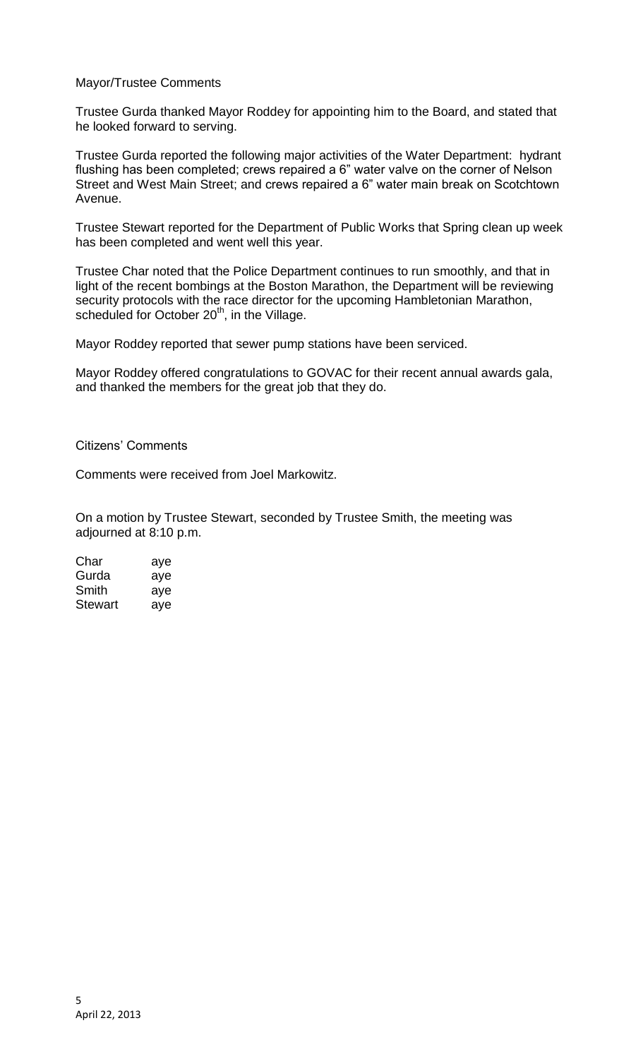Mayor/Trustee Comments

Trustee Gurda thanked Mayor Roddey for appointing him to the Board, and stated that he looked forward to serving.

Trustee Gurda reported the following major activities of the Water Department: hydrant flushing has been completed; crews repaired a 6" water valve on the corner of Nelson Street and West Main Street; and crews repaired a 6" water main break on Scotchtown Avenue.

Trustee Stewart reported for the Department of Public Works that Spring clean up week has been completed and went well this year.

Trustee Char noted that the Police Department continues to run smoothly, and that in light of the recent bombings at the Boston Marathon, the Department will be reviewing security protocols with the race director for the upcoming Hambletonian Marathon, scheduled for October 20th, in the Village.

Mayor Roddey reported that sewer pump stations have been serviced.

Mayor Roddey offered congratulations to GOVAC for their recent annual awards gala, and thanked the members for the great job that they do.

Citizens' Comments

Comments were received from Joel Markowitz.

On a motion by Trustee Stewart, seconded by Trustee Smith, the meeting was adjourned at 8:10 p.m.

| | |
|---|---|
| Char | aye |
| Gurda | aye |
| Smith | aye |
| Stewart | aye |